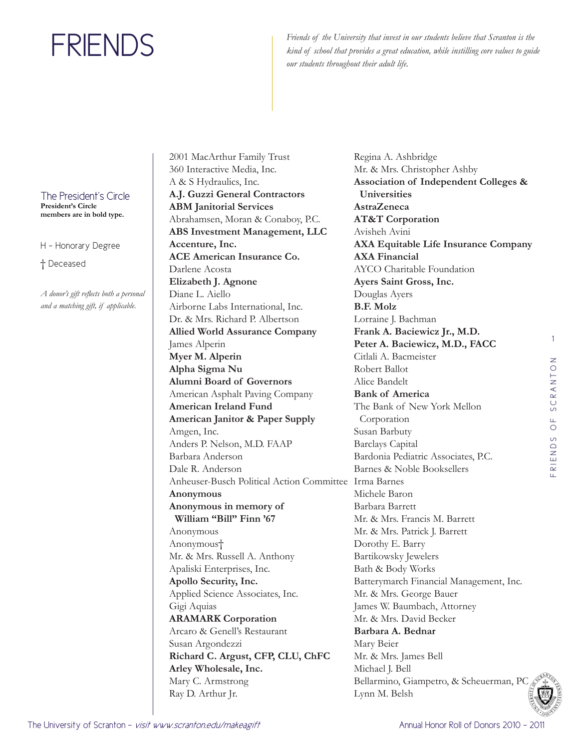# FRIENDS

*Friends of the University that invest in our students believe that Scranton is the kind of school that provides a great education, while instilling core values to guide our students throughout their adult life.*

The President's Circle
**President's Circle members are in bold type.**

H – Honorary Degree

† Deceased

*A donor's gift reflects both a personal and a matching gift, if applicable.*

2001 MacArthur Family Trust
360 Interactive Media, Inc.
A & S Hydraulics, Inc.
**A.J. Guzzi General Contractors**
**ABM Janitorial Services**
Abrahamsen, Moran & Conaboy, P.C.
**ABS Investment Management, LLC**
**Accenture, Inc.**
**ACE American Insurance Co.**
Darlene Acosta
**Elizabeth J. Agnone**
Diane L. Aiello
Airborne Labs International, Inc.
Dr. & Mrs. Richard P. Albertson
**Allied World Assurance Company**
James Alperin
**Myer M. Alperin**
**Alpha Sigma Nu**
**Alumni Board of Governors**
American Asphalt Paving Company
**American Ireland Fund**
**American Janitor & Paper Supply**
Amgen, Inc.
Anders P. Nelson, M.D. FAAP
Barbara Anderson
Dale R. Anderson
Anheuser-Busch Political Action Committee
**Anonymous**
**Anonymous in memory of William "Bill" Finn '67**
Anonymous
Anonymous†
Mr. & Mrs. Russell A. Anthony
Apaliski Enterprises, Inc.
**Apollo Security, Inc.**
Applied Science Associates, Inc.
Gigi Aquias
**ARAMARK Corporation**
Arcaro & Genell's Restaurant
Susan Argondezzi
**Richard C. Argust, CFP, CLU, ChFC**
**Arley Wholesale, Inc.**
Mary C. Armstrong
Ray D. Arthur Jr.
Regina A. Ashbridge
Mr. & Mrs. Christopher Ashby
**Association of Independent Colleges & Universities**
**AstraZeneca**
**AT&T Corporation**
Avisheh Avini
**AXA Equitable Life Insurance Company**
**AXA Financial**
AYCO Charitable Foundation
**Ayers Saint Gross, Inc.**
Douglas Ayers
**B.F. Molz**
Lorraine J. Bachman
**Frank A. Baciewicz Jr., M.D.**
**Peter A. Baciewicz, M.D., FACC**
Citlali A. Bacmeister
Robert Ballot
Alice Bandelt
**Bank of America**
The Bank of New York Mellon Corporation
Susan Barbuty
Barclays Capital
Bardonia Pediatric Associates, P.C.
Barnes & Noble Booksellers
Irma Barnes
Michele Baron
Barbara Barrett
Mr. & Mrs. Francis M. Barrett
Mr. & Mrs. Patrick J. Barrett
Dorothy E. Barry
Bartikowsky Jewelers
Bath & Body Works
Batterymarch Financial Management, Inc.
Mr. & Mrs. George Bauer
James W. Baumbach, Attorney
Mr. & Mrs. David Becker
**Barbara A. Bednar**
Mary Beier
Mr. & Mrs. James Bell
Michael J. Bell
Bellarmino, Giampetro, & Scheuerman, PC
Lynn M. Belsh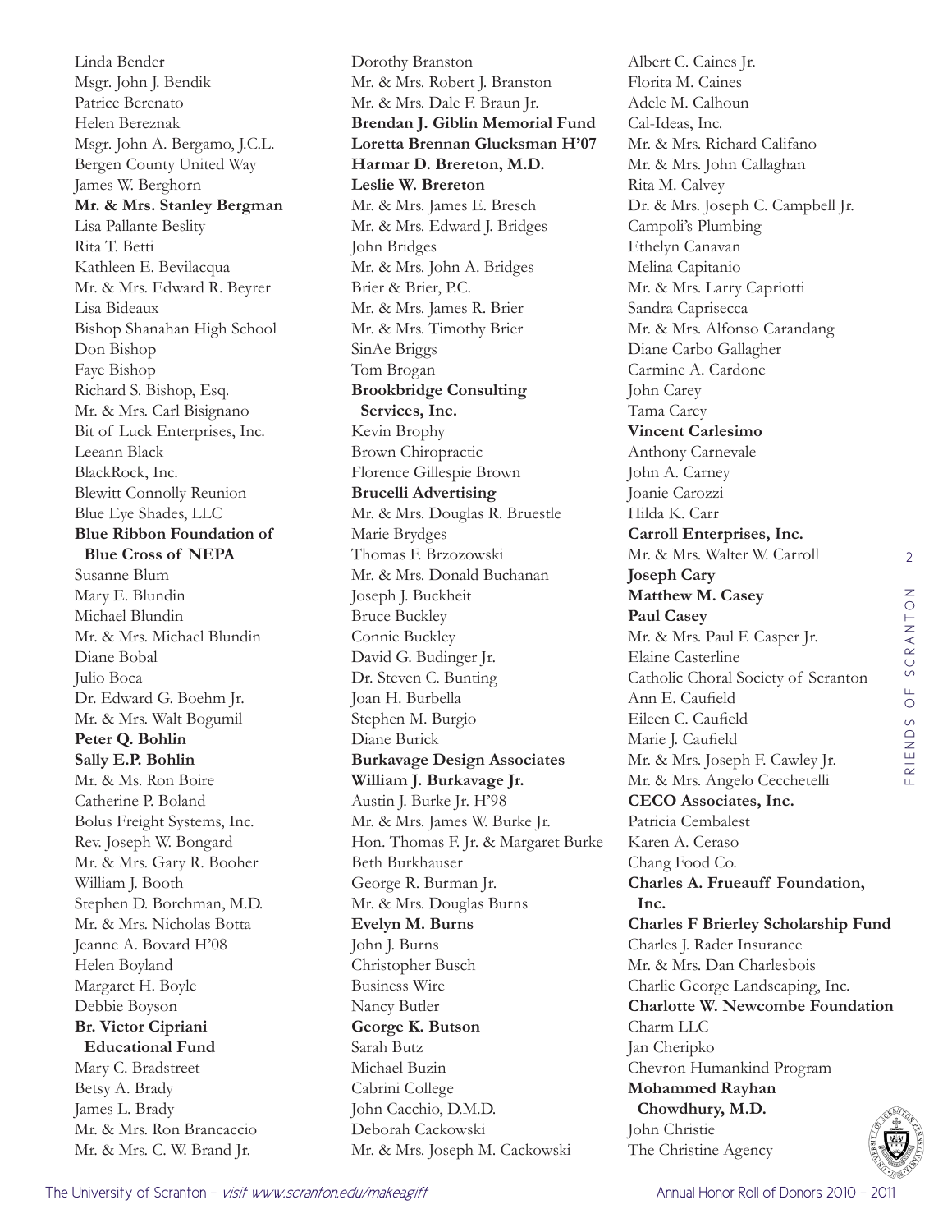Linda Bender
Msgr. John J. Bendik
Patrice Berenato
Helen Bereznak
Msgr. John A. Bergamo, J.C.L.
Bergen County United Way
James W. Berghorn
**Mr. & Mrs. Stanley Bergman**
Lisa Pallante Beslity
Rita T. Betti
Kathleen E. Bevilacqua
Mr. & Mrs. Edward R. Beyrer
Lisa Bideaux
Bishop Shanahan High School
Don Bishop
Faye Bishop
Richard S. Bishop, Esq.
Mr. & Mrs. Carl Bisignano
Bit of Luck Enterprises, Inc.
Leeann Black
BlackRock, Inc.
Blewitt Connolly Reunion
Blue Eye Shades, LLC
**Blue Ribbon Foundation of Blue Cross of NEPA**
Susanne Blum
Mary E. Blundin
Michael Blundin
Mr. & Mrs. Michael Blundin
Diane Bobal
Julio Boca
Dr. Edward G. Boehm Jr.
Mr. & Mrs. Walt Bogumil
**Peter Q. Bohlin**
**Sally E.P. Bohlin**
Mr. & Ms. Ron Boire
Catherine P. Boland
Bolus Freight Systems, Inc.
Rev. Joseph W. Bongard
Mr. & Mrs. Gary R. Booher
William J. Booth
Stephen D. Borchman, M.D.
Mr. & Mrs. Nicholas Botta
Jeanne A. Bovard H'08
Helen Boyland
Margaret H. Boyle
Debbie Boyson
**Br. Victor Cipriani Educational Fund**
Mary C. Bradstreet
Betsy A. Brady
James L. Brady
Mr. & Mrs. Ron Brancaccio
Mr. & Mrs. C. W. Brand Jr.
Dorothy Branston
Mr. & Mrs. Robert J. Branston
Mr. & Mrs. Dale F. Braun Jr.
**Brendan J. Giblin Memorial Fund**
**Loretta Brennan Glucksman H'07**
**Harmar D. Brereton, M.D.**
**Leslie W. Brereton**
Mr. & Mrs. James E. Bresch
Mr. & Mrs. Edward J. Bridges
John Bridges
Mr. & Mrs. John A. Bridges
Brier & Brier, P.C.
Mr. & Mrs. James R. Brier
Mr. & Mrs. Timothy Brier
SinAe Briggs
Tom Brogan
**Brookbridge Consulting Services, Inc.**
Kevin Brophy
Brown Chiropractic
Florence Gillespie Brown
**Brucelli Advertising**
Mr. & Mrs. Douglas R. Bruestle
Marie Brydges
Thomas F. Brzozowski
Mr. & Mrs. Donald Buchanan
Joseph J. Buckheit
Bruce Buckley
Connie Buckley
David G. Budinger Jr.
Dr. Steven C. Bunting
Joan H. Burbella
Stephen M. Burgio
Diane Burick
**Burkavage Design Associates**
**William J. Burkavage Jr.**
Austin J. Burke Jr. H'98
Mr. & Mrs. James W. Burke Jr.
Hon. Thomas F. Jr. & Margaret Burke
Beth Burkhauser
George R. Burman Jr.
Mr. & Mrs. Douglas Burns
**Evelyn M. Burns**
John J. Burns
Christopher Busch
Business Wire
Nancy Butler
**George K. Butson**
Sarah Butz
Michael Buzin
Cabrini College
John Cacchio, D.M.D.
Deborah Cackowski
Mr. & Mrs. Joseph M. Cackowski
Albert C. Caines Jr.
Florita M. Caines
Adele M. Calhoun
Cal-Ideas, Inc.
Mr. & Mrs. Richard Califano
Mr. & Mrs. John Callaghan
Rita M. Calvey
Dr. & Mrs. Joseph C. Campbell Jr.
Campoli's Plumbing
Ethelyn Canavan
Melina Capitanio
Mr. & Mrs. Larry Capriotti
Sandra Caprisecca
Mr. & Mrs. Alfonso Carandang
Diane Carbo Gallagher
Carmine A. Cardone
John Carey
Tama Carey
**Vincent Carlesimo**
Anthony Carnevale
John A. Carney
Joanie Carozzi
Hilda K. Carr
**Carroll Enterprises, Inc.**
Mr. & Mrs. Walter W. Carroll
**Joseph Cary**
**Matthew M. Casey**
**Paul Casey**
Mr. & Mrs. Paul F. Casper Jr.
Elaine Casterline
Catholic Choral Society of Scranton
Ann E. Caufield
Eileen C. Caufield
Marie J. Caufield
Mr. & Mrs. Joseph F. Cawley Jr.
Mr. & Mrs. Angelo Cecchetelli
**CECO Associates, Inc.**
Patricia Cembalest
Karen A. Ceraso
Chang Food Co.
**Charles A. Frueauff Foundation, Inc.**
**Charles F Brierley Scholarship Fund**
Charles J. Rader Insurance
Mr. & Mrs. Dan Charlesbois
Charlie George Landscaping, Inc.
**Charlotte W. Newcombe Foundation**
Charm LLC
Jan Cheripko
Chevron Humankind Program
**Mohammed Rayhan Chowdhury, M.D.**
John Christie
The Christine Agency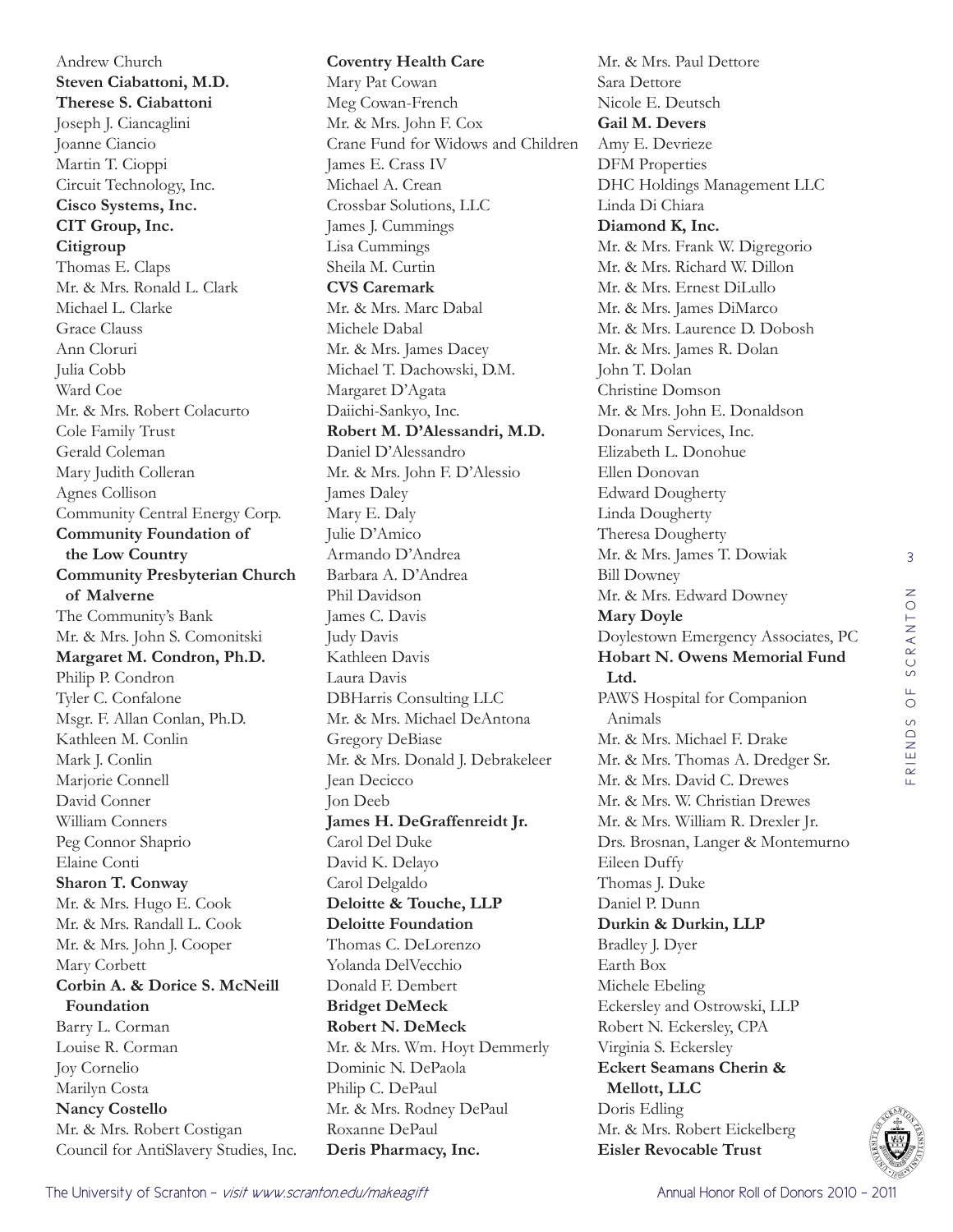Andrew Church
**Steven Ciabattoni, M.D.**
**Therese S. Ciabattoni**
Joseph J. Ciancaglini
Joanne Ciancio
Martin T. Cioppi
Circuit Technology, Inc.
**Cisco Systems, Inc.**
**CIT Group, Inc.**
**Citigroup**
Thomas E. Claps
Mr. & Mrs. Ronald L. Clark
Michael L. Clarke
Grace Clauss
Ann Cloruri
Julia Cobb
Ward Coe
Mr. & Mrs. Robert Colacurto
Cole Family Trust
Gerald Coleman
Mary Judith Colleran
Agnes Collison
Community Central Energy Corp.
**Community Foundation of the Low Country**
**Community Presbyterian Church of Malverne**
The Community's Bank
Mr. & Mrs. John S. Comonitski
**Margaret M. Condron, Ph.D.**
Philip P. Condron
Tyler C. Confalone
Msgr. F. Allan Conlan, Ph.D.
Kathleen M. Conlin
Mark J. Conlin
Marjorie Connell
David Conner
William Conners
Peg Connor Shaprio
Elaine Conti
**Sharon T. Conway**
Mr. & Mrs. Hugo E. Cook
Mr. & Mrs. Randall L. Cook
Mr. & Mrs. John J. Cooper
Mary Corbett
**Corbin A. & Dorice S. McNeill Foundation**
Barry L. Corman
Louise R. Corman
Joy Cornelio
Marilyn Costa
**Nancy Costello**
Mr. & Mrs. Robert Costigan
Council for AntiSlavery Studies, Inc.
**Coventry Health Care**
Mary Pat Cowan
Meg Cowan-French
Mr. & Mrs. John F. Cox
Crane Fund for Widows and Children
James E. Crass IV
Michael A. Crean
Crossbar Solutions, LLC
James J. Cummings
Lisa Cummings
Sheila M. Curtin
**CVS Caremark**
Mr. & Mrs. Marc Dabal
Michele Dabal
Mr. & Mrs. James Dacey
Michael T. Dachowski, D.M.
Margaret D'Agata
Daiichi-Sankyo, Inc.
**Robert M. D'Alessandri, M.D.**
Daniel D'Alessandro
Mr. & Mrs. John F. D'Alessio
James Daley
Mary E. Daly
Julie D'Amico
Armando D'Andrea
Barbara A. D'Andrea
Phil Davidson
James C. Davis
Judy Davis
Kathleen Davis
Laura Davis
DBHarris Consulting LLC
Mr. & Mrs. Michael DeAntona
Gregory DeBiase
Mr. & Mrs. Donald J. Debrakeleer
Jean Decicco
Jon Deeb
**James H. DeGraffenreidt Jr.**
Carol Del Duke
David K. Delayo
Carol Delgaldo
**Deloitte & Touche, LLP**
**Deloitte Foundation**
Thomas C. DeLorenzo
Yolanda DelVecchio
Donald F. Dembert
**Bridget DeMeck**
**Robert N. DeMeck**
Mr. & Mrs. Wm. Hoyt Demmerly
Dominic N. DePaola
Philip C. DePaul
Mr. & Mrs. Rodney DePaul
Roxanne DePaul
**Deris Pharmacy, Inc.**
Mr. & Mrs. Paul Dettore
Sara Dettore
Nicole E. Deutsch
**Gail M. Devers**
Amy E. Devrieze
DFM Properties
DHC Holdings Management LLC
Linda Di Chiara
**Diamond K, Inc.**
Mr. & Mrs. Frank W. Digregorio
Mr. & Mrs. Richard W. Dillon
Mr. & Mrs. Ernest DiLullo
Mr. & Mrs. James DiMarco
Mr. & Mrs. Laurence D. Dobosh
Mr. & Mrs. James R. Dolan
John T. Dolan
Christine Domson
Mr. & Mrs. John E. Donaldson
Donarum Services, Inc.
Elizabeth L. Donohue
Ellen Donovan
Edward Dougherty
Linda Dougherty
Theresa Dougherty
Mr. & Mrs. James T. Dowiak
Bill Downey
Mr. & Mrs. Edward Downey
**Mary Doyle**
Doylestown Emergency Associates, PC
**Hobart N. Owens Memorial Fund Ltd.**
PAWS Hospital for Companion Animals
Mr. & Mrs. Michael F. Drake
Mr. & Mrs. Thomas A. Dredger Sr.
Mr. & Mrs. David C. Drewes
Mr. & Mrs. W. Christian Drewes
Mr. & Mrs. William R. Drexler Jr.
Drs. Brosnan, Langer & Montemurno
Eileen Duffy
Thomas J. Duke
Daniel P. Dunn
**Durkin & Durkin, LLP**
Bradley J. Dyer
Earth Box
Michele Ebeling
Eckersley and Ostrowski, LLP
Robert N. Eckersley, CPA
Virginia S. Eckersley
**Eckert Seamans Cherin & Mellott, LLC**
Doris Edling
Mr. & Mrs. Robert Eickelberg
**Eisler Revocable Trust**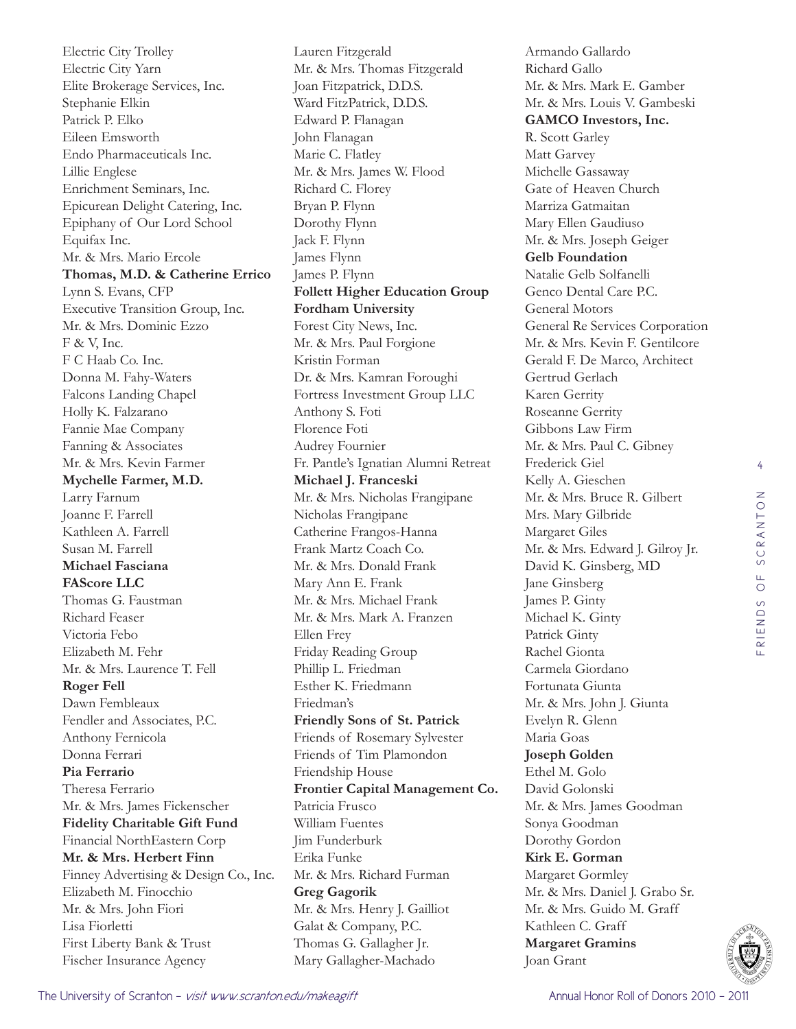Electric City Trolley
Electric City Yarn
Elite Brokerage Services, Inc.
Stephanie Elkin
Patrick P. Elko
Eileen Emsworth
Endo Pharmaceuticals Inc.
Lillie Englese
Enrichment Seminars, Inc.
Epicurean Delight Catering, Inc.
Epiphany of Our Lord School
Equifax Inc.
Mr. & Mrs. Mario Ercole
**Thomas, M.D. & Catherine Errico**
Lynn S. Evans, CFP
Executive Transition Group, Inc.
Mr. & Mrs. Dominic Ezzo
F & V, Inc.
F C Haab Co. Inc.
Donna M. Fahy-Waters
Falcons Landing Chapel
Holly K. Falzarano
Fannie Mae Company
Fanning & Associates
Mr. & Mrs. Kevin Farmer
**Mychelle Farmer, M.D.**
Larry Farnum
Joanne F. Farrell
Kathleen A. Farrell
Susan M. Farrell
**Michael Fasciana**
**FAScore LLC**
Thomas G. Faustman
Richard Feaser
Victoria Febo
Elizabeth M. Fehr
Mr. & Mrs. Laurence T. Fell
**Roger Fell**
Dawn Fembleaux
Fendler and Associates, P.C.
Anthony Fernicola
Donna Ferrari
**Pia Ferrario**
Theresa Ferrario
Mr. & Mrs. James Fickenscher
**Fidelity Charitable Gift Fund**
Financial NorthEastern Corp
**Mr. & Mrs. Herbert Finn**
Finney Advertising & Design Co., Inc.
Elizabeth M. Finocchio
Mr. & Mrs. John Fiori
Lisa Fiorletti
First Liberty Bank & Trust
Fischer Insurance Agency
Lauren Fitzgerald
Mr. & Mrs. Thomas Fitzgerald
Joan Fitzpatrick, D.D.S.
Ward FitzPatrick, D.D.S.
Edward P. Flanagan
John Flanagan
Marie C. Flatley
Mr. & Mrs. James W. Flood
Richard C. Florey
Bryan P. Flynn
Dorothy Flynn
Jack F. Flynn
James Flynn
James P. Flynn
**Follett Higher Education Group**
**Fordham University**
Forest City News, Inc.
Mr. & Mrs. Paul Forgione
Kristin Forman
Dr. & Mrs. Kamran Foroughi
Fortress Investment Group LLC
Anthony S. Foti
Florence Foti
Audrey Fournier
Fr. Pantle's Ignatian Alumni Retreat
**Michael J. Franceski**
Mr. & Mrs. Nicholas Frangipane
Nicholas Frangipane
Catherine Frangos-Hanna
Frank Martz Coach Co.
Mr. & Mrs. Donald Frank
Mary Ann E. Frank
Mr. & Mrs. Michael Frank
Mr. & Mrs. Mark A. Franzen
Ellen Frey
Friday Reading Group
Phillip L. Friedman
Esther K. Friedmann
Friedman's
**Friendly Sons of St. Patrick**
Friends of Rosemary Sylvester
Friends of Tim Plamondon
Friendship House
**Frontier Capital Management Co.**
Patricia Frusco
William Fuentes
Jim Funderburk
Erika Funke
Mr. & Mrs. Richard Furman
**Greg Gagorik**
Mr. & Mrs. Henry J. Gailliot
Galat & Company, P.C.
Thomas G. Gallagher Jr.
Mary Gallagher-Machado
Armando Gallardo
Richard Gallo
Mr. & Mrs. Mark E. Gamber
Mr. & Mrs. Louis V. Gambeski
**GAMCO Investors, Inc.**
R. Scott Garley
Matt Garvey
Michelle Gassaway
Gate of Heaven Church
Marriza Gatmaitan
Mary Ellen Gaudiuso
Mr. & Mrs. Joseph Geiger
**Gelb Foundation**
Natalie Gelb Solfanelli
Genco Dental Care P.C.
General Motors
General Re Services Corporation
Mr. & Mrs. Kevin F. Gentilcore
Gerald F. De Marco, Architect
Gertrud Gerlach
Karen Gerrity
Roseanne Gerrity
Gibbons Law Firm
Mr. & Mrs. Paul C. Gibney
Frederick Giel
Kelly A. Gieschen
Mr. & Mrs. Bruce R. Gilbert
Mrs. Mary Gilbride
Margaret Giles
Mr. & Mrs. Edward J. Gilroy Jr.
David K. Ginsberg, MD
Jane Ginsberg
James P. Ginty
Michael K. Ginty
Patrick Ginty
Rachel Gionta
Carmela Giordano
Fortunata Giunta
Mr. & Mrs. John J. Giunta
Evelyn R. Glenn
Maria Goas
**Joseph Golden**
Ethel M. Golo
David Golonski
Mr. & Mrs. James Goodman
Sonya Goodman
Dorothy Gordon
**Kirk E. Gorman**
Margaret Gormley
Mr. & Mrs. Daniel J. Grabo Sr.
Mr. & Mrs. Guido M. Graff
Kathleen C. Graff
**Margaret Gramins**
Joan Grant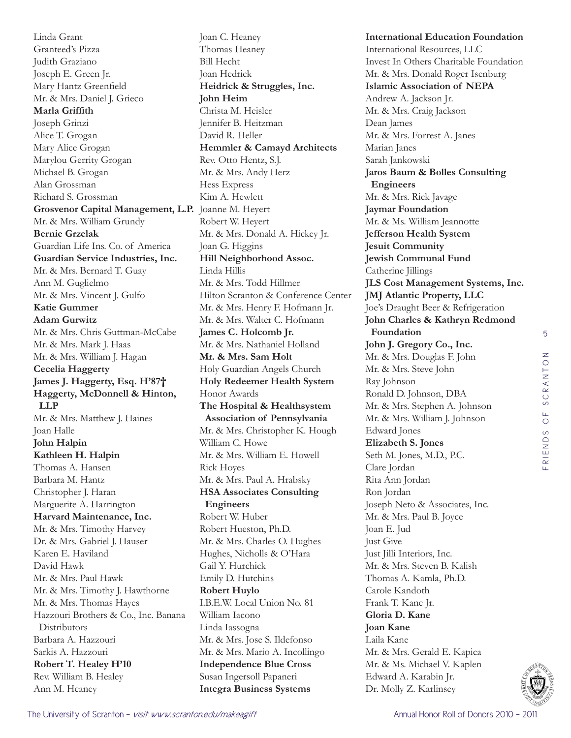Linda Grant
Granteed's Pizza
Judith Graziano
Joseph E. Green Jr.
Mary Hantz Greenfield
Mr. & Mrs. Daniel J. Grieco
**Marla Griffith**
Joseph Grinzi
Alice T. Grogan
Mary Alice Grogan
Marylou Gerrity Grogan
Michael B. Grogan
Alan Grossman
Richard S. Grossman
**Grosvenor Capital Management, L.P.**
Mr. & Mrs. William Grundy
**Bernie Grzelak**
Guardian Life Ins. Co. of America
**Guardian Service Industries, Inc.**
Mr. & Mrs. Bernard T. Guay
Ann M. Guglielmo
Mr. & Mrs. Vincent J. Gulfo
**Katie Gummer**
**Adam Gurwitz**
Mr. & Mrs. Chris Guttman-McCabe
Mr. & Mrs. Mark J. Haas
Mr. & Mrs. William J. Hagan
**Cecelia Haggerty**
**James J. Haggerty, Esq. H'87†**
**Haggerty, McDonnell & Hinton, LLP**
Mr. & Mrs. Matthew J. Haines
Joan Halle
**John Halpin**
**Kathleen H. Halpin**
Thomas A. Hansen
Barbara M. Hantz
Christopher J. Haran
Marguerite A. Harrington
**Harvard Maintenance, Inc.**
Mr. & Mrs. Timothy Harvey
Dr. & Mrs. Gabriel J. Hauser
Karen E. Haviland
David Hawk
Mr. & Mrs. Paul Hawk
Mr. & Mrs. Timothy J. Hawthorne
Mr. & Mrs. Thomas Hayes
Hazzouri Brothers & Co., Inc. Banana Distributors
Barbara A. Hazzouri
Sarkis A. Hazzouri
**Robert T. Healey H'10**
Rev. William B. Healey
Ann M. Heaney
Joan C. Heaney
Thomas Heaney
Bill Hecht
Joan Hedrick
**Heidrick & Struggles, Inc.**
**John Heim**
Christa M. Heisler
Jennifer B. Heitzman
David R. Heller
**Hemmler & Camayd Architects**
Rev. Otto Hentz, S.J.
Mr. & Mrs. Andy Herz
Hess Express
Kim A. Hewlett
Joanne M. Heyert
Robert W. Heyert
Mr. & Mrs. Donald A. Hickey Jr.
Joan G. Higgins
**Hill Neighborhood Assoc.**
Linda Hillis
Mr. & Mrs. Todd Hillmer
Hilton Scranton & Conference Center
Mr. & Mrs. Henry F. Hofmann Jr.
Mr. & Mrs. Walter C. Hofmann
**James C. Holcomb Jr.**
Mr. & Mrs. Nathaniel Holland
**Mr. & Mrs. Sam Holt**
Holy Guardian Angels Church
**Holy Redeemer Health System**
Honor Awards
**The Hospital & Healthsystem Association of Pennsylvania**
Mr. & Mrs. Christopher K. Hough
William C. Howe
Mr. & Mrs. William E. Howell
Rick Hoyes
Mr. & Mrs. Paul A. Hrabsky
**HSA Associates Consulting Engineers**
Robert W. Huber
Robert Hueston, Ph.D.
Mr. & Mrs. Charles O. Hughes
Hughes, Nicholls & O'Hara
Gail Y. Hurchick
Emily D. Hutchins
**Robert Huylo**
I.B.E.W. Local Union No. 81
William Iacono
Linda Iassogna
Mr. & Mrs. Jose S. Ildefonso
Mr. & Mrs. Mario A. Incollingo
**Independence Blue Cross**
Susan Ingersoll Papaneri
**Integra Business Systems**
**International Education Foundation**
International Resources, LLC
Invest In Others Charitable Foundation
Mr. & Mrs. Donald Roger Isenburg
**Islamic Association of NEPA**
Andrew A. Jackson Jr.
Mr. & Mrs. Craig Jackson
Dean James
Mr. & Mrs. Forrest A. Janes
Marian Janes
Sarah Jankowski
**Jaros Baum & Bolles Consulting Engineers**
Mr. & Mrs. Rick Javage
**Jaymar Foundation**
Mr. & Ms. William Jeannotte
**Jefferson Health System**
**Jesuit Community**
**Jewish Communal Fund**
Catherine Jillings
**JLS Cost Management Systems, Inc.**
**JMJ Atlantic Property, LLC**
Joe's Draught Beer & Refrigeration
**John Charles & Kathryn Redmond Foundation**
**John J. Gregory Co., Inc.**
Mr. & Mrs. Douglas F. John
Mr. & Mrs. Steve John
Ray Johnson
Ronald D. Johnson, DBA
Mr. & Mrs. Stephen A. Johnson
Mr. & Mrs. William J. Johnson
Edward Jones
**Elizabeth S. Jones**
Seth M. Jones, M.D., P.C.
Clare Jordan
Rita Ann Jordan
Ron Jordan
Joseph Neto & Associates, Inc.
Mr. & Mrs. Paul B. Joyce
Joan E. Jud
Just Give
Just Jilli Interiors, Inc.
Mr. & Mrs. Steven B. Kalish
Thomas A. Kamla, Ph.D.
Carole Kandoth
Frank T. Kane Jr.
**Gloria D. Kane**
**Joan Kane**
Laila Kane
Mr. & Mrs. Gerald E. Kapica
Mr. & Ms. Michael V. Kaplen
Edward A. Karabin Jr.
Dr. Molly Z. Karlinsey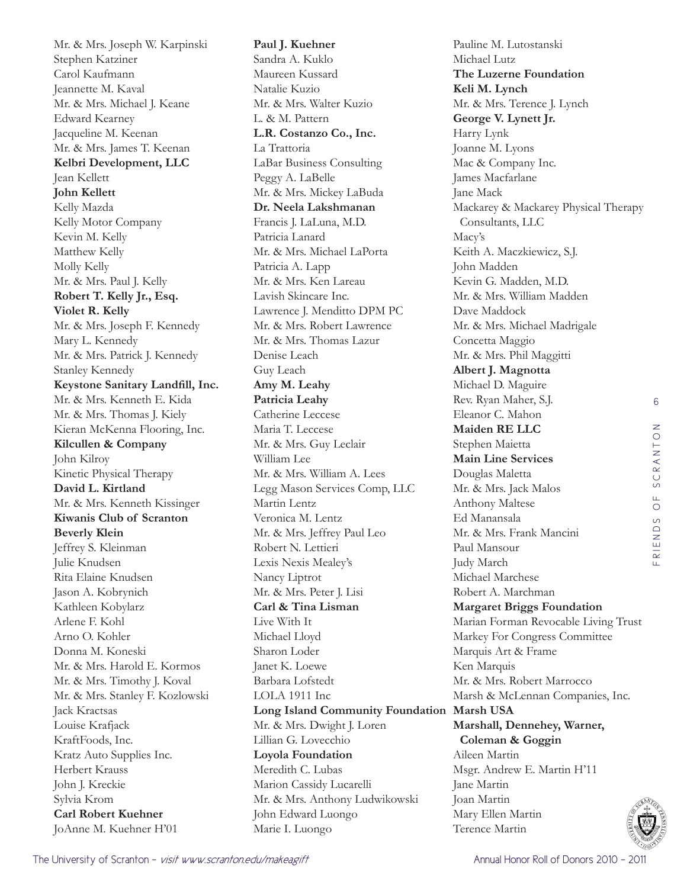Mr. & Mrs. Joseph W. Karpinski
Stephen Katziner
Carol Kaufmann
Jeannette M. Kaval
Mr. & Mrs. Michael J. Keane
Edward Kearney
Jacqueline M. Keenan
Mr. & Mrs. James T. Keenan
**Kelbri Development, LLC**
Jean Kellett
**John Kellett**
Kelly Mazda
Kelly Motor Company
Kevin M. Kelly
Matthew Kelly
Molly Kelly
Mr. & Mrs. Paul J. Kelly
**Robert T. Kelly Jr., Esq.**
**Violet R. Kelly**
Mr. & Mrs. Joseph F. Kennedy
Mary L. Kennedy
Mr. & Mrs. Patrick J. Kennedy
Stanley Kennedy
**Keystone Sanitary Landfill, Inc.**
Mr. & Mrs. Kenneth E. Kida
Mr. & Mrs. Thomas J. Kiely
Kieran McKenna Flooring, Inc.
**Kilcullen & Company**
John Kilroy
Kinetic Physical Therapy
**David L. Kirtland**
Mr. & Mrs. Kenneth Kissinger
**Kiwanis Club of Scranton**
**Beverly Klein**
Jeffrey S. Kleinman
Julie Knudsen
Rita Elaine Knudsen
Jason A. Kobrynich
Kathleen Kobylarz
Arlene F. Kohl
Arno O. Kohler
Donna M. Koneski
Mr. & Mrs. Harold E. Kormos
Mr. & Mrs. Timothy J. Koval
Mr. & Mrs. Stanley F. Kozlowski
Jack Kractsas
Louise Krafjack
KraftFoods, Inc.
Kratz Auto Supplies Inc.
Herbert Krauss
John J. Kreckie
Sylvia Krom
**Carl Robert Kuehner**
JoAnne M. Kuehner H'01
**Paul J. Kuehner**
Sandra A. Kuklo
Maureen Kussard
Natalie Kuzio
Mr. & Mrs. Walter Kuzio
L. & M. Pattern
**L.R. Costanzo Co., Inc.**
La Trattoria
LaBar Business Consulting
Peggy A. LaBelle
Mr. & Mrs. Mickey LaBuda
**Dr. Neela Lakshmanan**
Francis J. LaLuna, M.D.
Patricia Lanard
Mr. & Mrs. Michael LaPorta
Patricia A. Lapp
Mr. & Mrs. Ken Lareau
Lavish Skincare Inc.
Lawrence J. Menditto DPM PC
Mr. & Mrs. Robert Lawrence
Mr. & Mrs. Thomas Lazur
Denise Leach
Guy Leach
**Amy M. Leahy**
**Patricia Leahy**
Catherine Leccese
Maria T. Leccese
Mr. & Mrs. Guy Leclair
William Lee
Mr. & Mrs. William A. Lees
Legg Mason Services Comp, LLC
Martin Lentz
Veronica M. Lentz
Mr. & Mrs. Jeffrey Paul Leo
Robert N. Lettieri
Lexis Nexis Mealey's
Nancy Liptrot
Mr. & Mrs. Peter J. Lisi
**Carl & Tina Lisman**
Live With It
Michael Lloyd
Sharon Loder
Janet K. Loewe
Barbara Lofstedt
LOLA 1911 Inc
**Long Island Community Foundation**
Mr. & Mrs. Dwight J. Loren
Lillian G. Lovecchio
**Loyola Foundation**
Meredith C. Lubas
Marion Cassidy Lucarelli
Mr. & Mrs. Anthony Ludwikowski
John Edward Luongo
Marie I. Luongo
Pauline M. Lutostanski
Michael Lutz
**The Luzerne Foundation**
**Keli M. Lynch**
Mr. & Mrs. Terence J. Lynch
**George V. Lynett Jr.**
Harry Lynk
Joanne M. Lyons
Mac & Company Inc.
James Macfarlane
Jane Mack
Mackarey & Mackarey Physical Therapy Consultants, LLC
Macy's
Keith A. Maczkiewicz, S.J.
John Madden
Kevin G. Madden, M.D.
Mr. & Mrs. William Madden
Dave Maddock
Mr. & Mrs. Michael Madrigale
Concetta Maggio
Mr. & Mrs. Phil Maggitti
**Albert J. Magnotta**
Michael D. Maguire
Rev. Ryan Maher, S.J.
Eleanor C. Mahon
**Maiden RE LLC**
Stephen Maietta
**Main Line Services**
Douglas Maletta
Mr. & Mrs. Jack Malos
Anthony Maltese
Ed Manansala
Mr. & Mrs. Frank Mancini
Paul Mansour
Judy March
Michael Marchese
Robert A. Marchman
**Margaret Briggs Foundation**
Marian Forman Revocable Living Trust
Markey For Congress Committee
Marquis Art & Frame
Ken Marquis
Mr. & Mrs. Robert Marrocco
Marsh & McLennan Companies, Inc.
**Marsh USA**
**Marshall, Dennehey, Warner, Coleman & Goggin**
Aileen Martin
Msgr. Andrew E. Martin H'11
Jane Martin
Joan Martin
Mary Ellen Martin
Terence Martin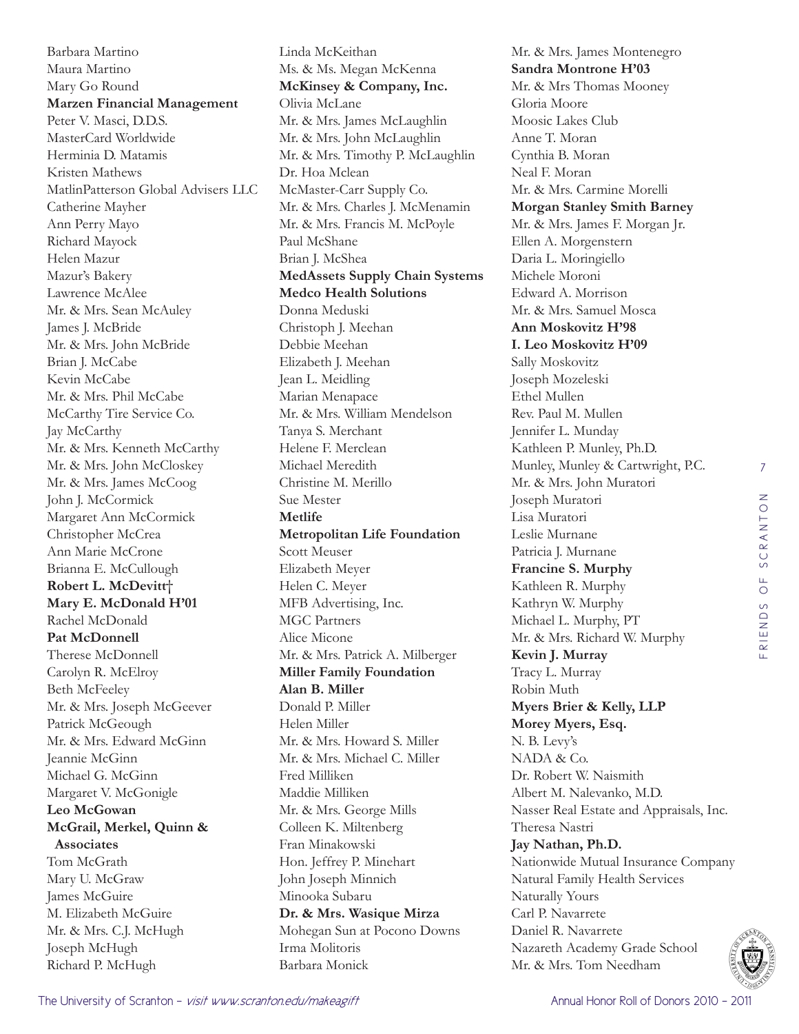Barbara Martino
Maura Martino
Mary Go Round
**Marzen Financial Management**
Peter V. Masci, D.D.S.
MasterCard Worldwide
Herminia D. Matamis
Kristen Mathews
MatlinPatterson Global Advisers LLC
Catherine Mayher
Ann Perry Mayo
Richard Mayock
Helen Mazur
Mazur's Bakery
Lawrence McAlee
Mr. & Mrs. Sean McAuley
James J. McBride
Mr. & Mrs. John McBride
Brian J. McCabe
Kevin McCabe
Mr. & Mrs. Phil McCabe
McCarthy Tire Service Co.
Jay McCarthy
Mr. & Mrs. Kenneth McCarthy
Mr. & Mrs. John McCloskey
Mr. & Mrs. James McCoog
John J. McCormick
Margaret Ann McCormick
Christopher McCrea
Ann Marie McCrone
Brianna E. McCullough
**Robert L. McDevitt†**
**Mary E. McDonald H'01**
Rachel McDonald
**Pat McDonnell**
Therese McDonnell
Carolyn R. McElroy
Beth McFeeley
Mr. & Mrs. Joseph McGeever
Patrick McGeough
Mr. & Mrs. Edward McGinn
Jeannie McGinn
Michael G. McGinn
Margaret V. McGonigle
**Leo McGowan**
**McGrail, Merkel, Quinn & Associates**
Tom McGrath
Mary U. McGraw
James McGuire
M. Elizabeth McGuire
Mr. & Mrs. C.J. McHugh
Joseph McHugh
Richard P. McHugh
Linda McKeithan
Ms. & Ms. Megan McKenna
**McKinsey & Company, Inc.**
Olivia McLane
Mr. & Mrs. James McLaughlin
Mr. & Mrs. John McLaughlin
Mr. & Mrs. Timothy P. McLaughlin
Dr. Hoa Mclean
McMaster-Carr Supply Co.
Mr. & Mrs. Charles J. McMenamin
Mr. & Mrs. Francis M. McPoyle
Paul McShane
Brian J. McShea
**MedAssets Supply Chain Systems**
**Medco Health Solutions**
Donna Meduski
Christoph J. Meehan
Debbie Meehan
Elizabeth J. Meehan
Jean L. Meidling
Marian Menapace
Mr. & Mrs. William Mendelson
Tanya S. Merchant
Helene F. Merclean
Michael Meredith
Christine M. Merillo
Sue Mester
**Metlife**
**Metropolitan Life Foundation**
Scott Meuser
Elizabeth Meyer
Helen C. Meyer
MFB Advertising, Inc.
MGC Partners
Alice Micone
Mr. & Mrs. Patrick A. Milberger
**Miller Family Foundation**
**Alan B. Miller**
Donald P. Miller
Helen Miller
Mr. & Mrs. Howard S. Miller
Mr. & Mrs. Michael C. Miller
Fred Milliken
Maddie Milliken
Mr. & Mrs. George Mills
Colleen K. Miltenberg
Fran Minakowski
Hon. Jeffrey P. Minehart
John Joseph Minnich
Minooka Subaru
**Dr. & Mrs. Wasique Mirza**
Mohegan Sun at Pocono Downs
Irma Molitoris
Barbara Monick
Mr. & Mrs. James Montenegro
**Sandra Montrone H'03**
Mr. & Mrs Thomas Mooney
Gloria Moore
Moosic Lakes Club
Anne T. Moran
Cynthia B. Moran
Neal F. Moran
Mr. & Mrs. Carmine Morelli
**Morgan Stanley Smith Barney**
Mr. & Mrs. James F. Morgan Jr.
Ellen A. Morgenstern
Daria L. Moringiello
Michele Moroni
Edward A. Morrison
Mr. & Mrs. Samuel Mosca
**Ann Moskovitz H'98**
**I. Leo Moskovitz H'09**
Sally Moskovitz
Joseph Mozeleski
Ethel Mullen
Rev. Paul M. Mullen
Jennifer L. Munday
Kathleen P. Munley, Ph.D.
Munley, Munley & Cartwright, P.C.
Mr. & Mrs. John Muratori
Joseph Muratori
Lisa Muratori
Leslie Murnane
Patricia J. Murnane
**Francine S. Murphy**
Kathleen R. Murphy
Kathryn W. Murphy
Michael L. Murphy, PT
Mr. & Mrs. Richard W. Murphy
**Kevin J. Murray**
Tracy L. Murray
Robin Muth
**Myers Brier & Kelly, LLP**
**Morey Myers, Esq.**
N. B. Levy's
NADA & Co.
Dr. Robert W. Naismith
Albert M. Nalevanko, M.D.
Nasser Real Estate and Appraisals, Inc.
Theresa Nastri
**Jay Nathan, Ph.D.**
Nationwide Mutual Insurance Company
Natural Family Health Services
Naturally Yours
Carl P. Navarrete
Daniel R. Navarrete
Nazareth Academy Grade School
Mr. & Mrs. Tom Needham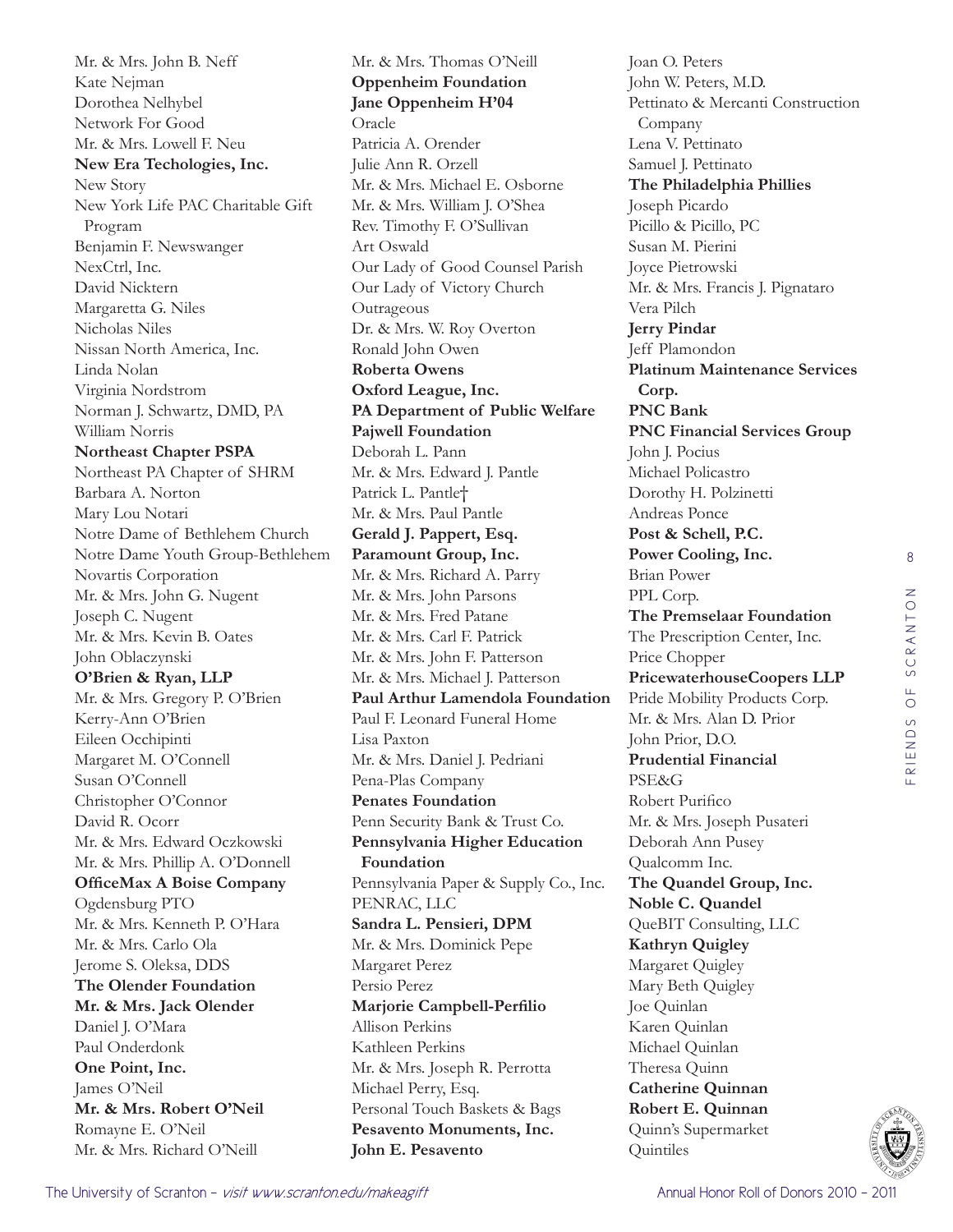Mr. & Mrs. John B. Neff
Kate Nejman
Dorothea Nelhybel
Network For Good
Mr. & Mrs. Lowell F. Neu
**New Era Techologies, Inc.**
New Story
New York Life PAC Charitable Gift Program
Benjamin F. Newswanger
NexCtrl, Inc.
David Nicktern
Margaretta G. Niles
Nicholas Niles
Nissan North America, Inc.
Linda Nolan
Virginia Nordstrom
Norman J. Schwartz, DMD, PA
William Norris
**Northeast Chapter PSPA**
Northeast PA Chapter of SHRM
Barbara A. Norton
Mary Lou Notari
Notre Dame of Bethlehem Church
Notre Dame Youth Group-Bethlehem
Novartis Corporation
Mr. & Mrs. John G. Nugent
Joseph C. Nugent
Mr. & Mrs. Kevin B. Oates
John Oblaczynski
**O'Brien & Ryan, LLP**
Mr. & Mrs. Gregory P. O'Brien
Kerry-Ann O'Brien
Eileen Occhipinti
Margaret M. O'Connell
Susan O'Connell
Christopher O'Connor
David R. Ocorr
Mr. & Mrs. Edward Oczkowski
Mr. & Mrs. Phillip A. O'Donnell
**OfficeMax A Boise Company**
Ogdensburg PTO
Mr. & Mrs. Kenneth P. O'Hara
Mr. & Mrs. Carlo Ola
Jerome S. Oleksa, DDS
**The Olender Foundation**
**Mr. & Mrs. Jack Olender**
Daniel J. O'Mara
Paul Onderdonk
**One Point, Inc.**
James O'Neil
**Mr. & Mrs. Robert O'Neil**
Romayne E. O'Neil
Mr. & Mrs. Richard O'Neill
Mr. & Mrs. Thomas O'Neill
**Oppenheim Foundation**
**Jane Oppenheim H'04**
Oracle
Patricia A. Orender
Julie Ann R. Orzell
Mr. & Mrs. Michael E. Osborne
Mr. & Mrs. William J. O'Shea
Rev. Timothy F. O'Sullivan
Art Oswald
Our Lady of Good Counsel Parish
Our Lady of Victory Church
Outrageous
Dr. & Mrs. W. Roy Overton
Ronald John Owen
**Roberta Owens**
**Oxford League, Inc.**
**PA Department of Public Welfare**
**Pajwell Foundation**
Deborah L. Pann
Mr. & Mrs. Edward J. Pantle
Patrick L. Pantle†
Mr. & Mrs. Paul Pantle
**Gerald J. Pappert, Esq.**
**Paramount Group, Inc.**
Mr. & Mrs. Richard A. Parry
Mr. & Mrs. John Parsons
Mr. & Mrs. Fred Patane
Mr. & Mrs. Carl F. Patrick
Mr. & Mrs. John F. Patterson
Mr. & Mrs. Michael J. Patterson
**Paul Arthur Lamendola Foundation**
Paul F. Leonard Funeral Home
Lisa Paxton
Mr. & Mrs. Daniel J. Pedriani
Pena-Plas Company
**Penates Foundation**
Penn Security Bank & Trust Co.
**Pennsylvania Higher Education Foundation**
Pennsylvania Paper & Supply Co., Inc.
PENRAC, LLC
**Sandra L. Pensieri, DPM**
Mr. & Mrs. Dominick Pepe
Margaret Perez
Persio Perez
**Marjorie Campbell-Perfilio**
Allison Perkins
Kathleen Perkins
Mr. & Mrs. Joseph R. Perrotta
Michael Perry, Esq.
Personal Touch Baskets & Bags
**Pesavento Monuments, Inc.**
**John E. Pesavento**
Joan O. Peters
John W. Peters, M.D.
Pettinato & Mercanti Construction Company
Lena V. Pettinato
Samuel J. Pettinato
**The Philadelphia Phillies**
Joseph Picardo
Picillo & Picillo, PC
Susan M. Pierini
Joyce Pietrowski
Mr. & Mrs. Francis J. Pignataro
Vera Pilch
**Jerry Pindar**
Jeff Plamondon
**Platinum Maintenance Services Corp.**
**PNC Bank**
**PNC Financial Services Group**
John J. Pocius
Michael Policastro
Dorothy H. Polzinetti
Andreas Ponce
**Post & Schell, P.C.**
**Power Cooling, Inc.**
Brian Power
PPL Corp.
**The Premselaar Foundation**
The Prescription Center, Inc.
Price Chopper
**PricewaterhouseCoopers LLP**
Pride Mobility Products Corp.
Mr. & Mrs. Alan D. Prior
John Prior, D.O.
**Prudential Financial**
PSE&G
Robert Purifico
Mr. & Mrs. Joseph Pusateri
Deborah Ann Pusey
Qualcomm Inc.
**The Quandel Group, Inc.**
**Noble C. Quandel**
QueBIT Consulting, LLC
**Kathryn Quigley**
Margaret Quigley
Mary Beth Quigley
Joe Quinlan
Karen Quinlan
Michael Quinlan
Theresa Quinn
**Catherine Quinnan**
**Robert E. Quinnan**
Quinn's Supermarket
Quintiles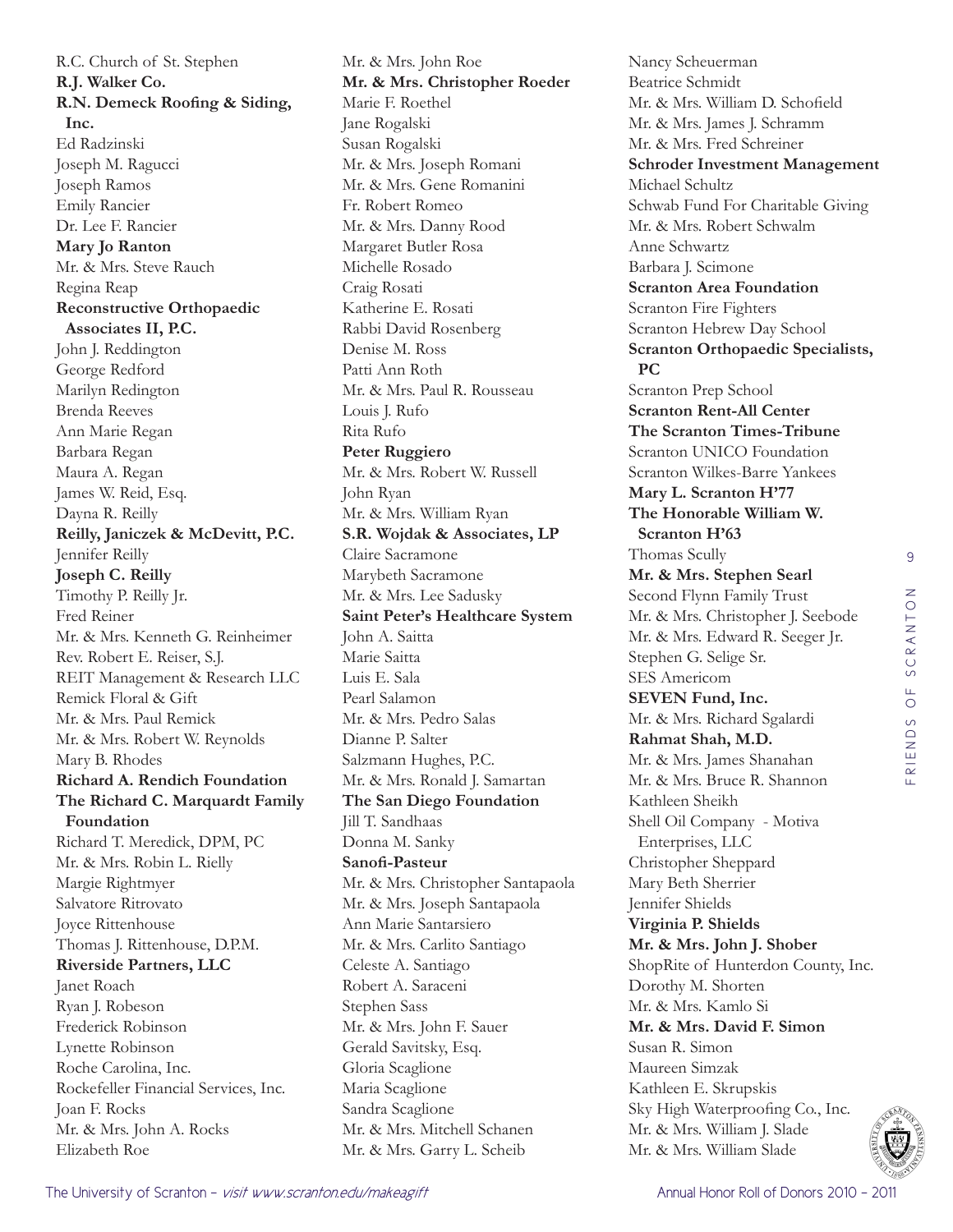R.C. Church of St. Stephen
**R.J. Walker Co.**
**R.N. Demeck Roofing & Siding, Inc.**
Ed Radzinski
Joseph M. Ragucci
Joseph Ramos
Emily Rancier
Dr. Lee F. Rancier
**Mary Jo Ranton**
Mr. & Mrs. Steve Rauch
Regina Reap
**Reconstructive Orthopaedic Associates II, P.C.**
John J. Reddington
George Redford
Marilyn Redington
Brenda Reeves
Ann Marie Regan
Barbara Regan
Maura A. Regan
James W. Reid, Esq.
Dayna R. Reilly
**Reilly, Janiczek & McDevitt, P.C.**
Jennifer Reilly
**Joseph C. Reilly**
Timothy P. Reilly Jr.
Fred Reiner
Mr. & Mrs. Kenneth G. Reinheimer
Rev. Robert E. Reiser, S.J.
REIT Management & Research LLC
Remick Floral & Gift
Mr. & Mrs. Paul Remick
Mr. & Mrs. Robert W. Reynolds
Mary B. Rhodes
**Richard A. Rendich Foundation**
**The Richard C. Marquardt Family Foundation**
Richard T. Meredick, DPM, PC
Mr. & Mrs. Robin L. Rielly
Margie Rightmyer
Salvatore Ritrovato
Joyce Rittenhouse
Thomas J. Rittenhouse, D.P.M.
**Riverside Partners, LLC**
Janet Roach
Ryan J. Robeson
Frederick Robinson
Lynette Robinson
Roche Carolina, Inc.
Rockefeller Financial Services, Inc.
Joan F. Rocks
Mr. & Mrs. John A. Rocks
Elizabeth Roe
Mr. & Mrs. John Roe
**Mr. & Mrs. Christopher Roeder**
Marie F. Roethel
Jane Rogalski
Susan Rogalski
Mr. & Mrs. Joseph Romani
Mr. & Mrs. Gene Romanini
Fr. Robert Romeo
Mr. & Mrs. Danny Rood
Margaret Butler Rosa
Michelle Rosado
Craig Rosati
Katherine E. Rosati
Rabbi David Rosenberg
Denise M. Ross
Patti Ann Roth
Mr. & Mrs. Paul R. Rousseau
Louis J. Rufo
Rita Rufo
**Peter Ruggiero**
Mr. & Mrs. Robert W. Russell
John Ryan
Mr. & Mrs. William Ryan
**S.R. Wojdak & Associates, LP**
Claire Sacramone
Marybeth Sacramone
Mr. & Mrs. Lee Sadusky
**Saint Peter's Healthcare System**
John A. Saitta
Marie Saitta
Luis E. Sala
Pearl Salamon
Mr. & Mrs. Pedro Salas
Dianne P. Salter
Salzmann Hughes, P.C.
Mr. & Mrs. Ronald J. Samartan
**The San Diego Foundation**
Jill T. Sandhaas
Donna M. Sanky
**Sanofi-Pasteur**
Mr. & Mrs. Christopher Santapaola
Mr. & Mrs. Joseph Santapaola
Ann Marie Santarsiero
Mr. & Mrs. Carlito Santiago
Celeste A. Santiago
Robert A. Saraceni
Stephen Sass
Mr. & Mrs. John F. Sauer
Gerald Savitsky, Esq.
Gloria Scaglione
Maria Scaglione
Sandra Scaglione
Mr. & Mrs. Mitchell Schanen
Mr. & Mrs. Garry L. Scheib
Nancy Scheuerman
Beatrice Schmidt
Mr. & Mrs. William D. Schofield
Mr. & Mrs. James J. Schramm
Mr. & Mrs. Fred Schreiner
**Schroder Investment Management**
Michael Schultz
Schwab Fund For Charitable Giving
Mr. & Mrs. Robert Schwalm
Anne Schwartz
Barbara J. Scimone
**Scranton Area Foundation**
Scranton Fire Fighters
Scranton Hebrew Day School
**Scranton Orthopaedic Specialists, PC**
Scranton Prep School
**Scranton Rent-All Center**
**The Scranton Times-Tribune**
Scranton UNICO Foundation
Scranton Wilkes-Barre Yankees
**Mary L. Scranton H'77**
**The Honorable William W. Scranton H'63**
Thomas Scully
**Mr. & Mrs. Stephen Searl**
Second Flynn Family Trust
Mr. & Mrs. Christopher J. Seebode
Mr. & Mrs. Edward R. Seeger Jr.
Stephen G. Selige Sr.
SES Americom
**SEVEN Fund, Inc.**
Mr. & Mrs. Richard Sgalardi
**Rahmat Shah, M.D.**
Mr. & Mrs. James Shanahan
Mr. & Mrs. Bruce R. Shannon
Kathleen Sheikh
Shell Oil Company - Motiva Enterprises, LLC
Christopher Sheppard
Mary Beth Sherrier
Jennifer Shields
**Virginia P. Shields**
**Mr. & Mrs. John J. Shober**
ShopRite of Hunterdon County, Inc.
Dorothy M. Shorten
Mr. & Mrs. Kamlo Si
**Mr. & Mrs. David F. Simon**
Susan R. Simon
Maureen Simzak
Kathleen E. Skrupskis
Sky High Waterproofing Co., Inc.
Mr. & Mrs. William J. Slade
Mr. & Mrs. William Slade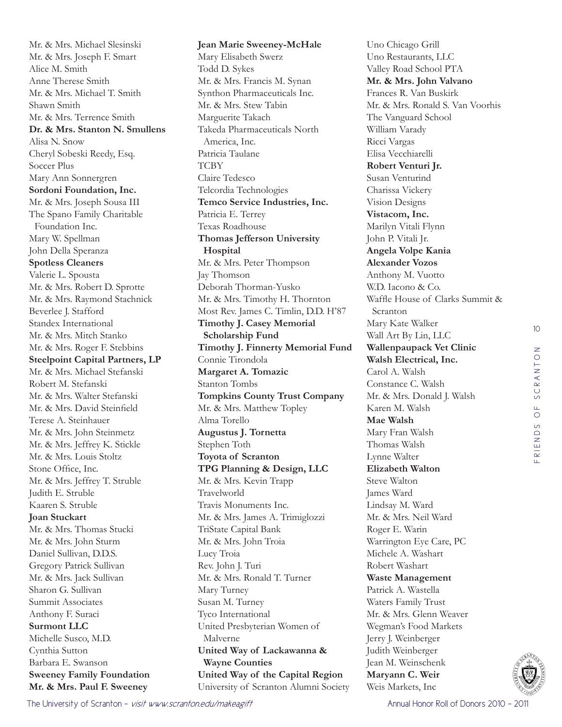Mr. & Mrs. Michael Slesinski
Mr. & Mrs. Joseph F. Smart
Alice M. Smith
Anne Therese Smith
Mr. & Mrs. Michael T. Smith
Shawn Smith
Mr. & Mrs. Terrence Smith
**Dr. & Mrs. Stanton N. Smullens**
Alisa N. Snow
Cheryl Sobeski Reedy, Esq.
Soccer Plus
Mary Ann Sonnergren
**Sordoni Foundation, Inc.**
Mr. & Mrs. Joseph Sousa III
The Spano Family Charitable Foundation Inc.
Mary W. Spellman
John Della Speranza
**Spotless Cleaners**
Valerie L. Spousta
Mr. & Mrs. Robert D. Sprotte
Mr. & Mrs. Raymond Stachnick
Beverlee J. Stafford
Standex International
Mr. & Mrs. Mitch Stanko
Mr. & Mrs. Roger F. Stebbins
**Steelpoint Capital Partners, LP**
Mr. & Mrs. Michael Stefanski
Robert M. Stefanski
Mr. & Mrs. Walter Stefanski
Mr. & Mrs. David Steinfield
Terese A. Steinhauer
Mr. & Mrs. John Steinmetz
Mr. & Mrs. Jeffrey K. Stickle
Mr. & Mrs. Louis Stoltz
Stone Office, Inc.
Mr. & Mrs. Jeffrey T. Struble
Judith E. Struble
Kaaren S. Struble
**Joan Stuckart**
Mr. & Mrs. Thomas Stucki
Mr. & Mrs. John Sturm
Daniel Sullivan, D.D.S.
Gregory Patrick Sullivan
Mr. & Mrs. Jack Sullivan
Sharon G. Sullivan
Summit Associates
Anthony F. Suraci
**Surmont LLC**
Michelle Susco, M.D.
Cynthia Sutton
Barbara E. Swanson
**Sweeney Family Foundation**
**Mr. & Mrs. Paul F. Sweeney**
**Jean Marie Sweeney-McHale**
Mary Elisabeth Swerz
Todd D. Sykes
Mr. & Mrs. Francis M. Synan
Synthon Pharmaceuticals Inc.
Mr. & Mrs. Stew Tabin
Marguerite Takach
Takeda Pharmaceuticals North America, Inc.
Patricia Taulane
TCBY
Claire Tedesco
Telcordia Technologies
**Temco Service Industries, Inc.**
Patricia E. Terrey
Texas Roadhouse
**Thomas Jefferson University Hospital**
Mr. & Mrs. Peter Thompson
Jay Thomson
Deborah Thorman-Yusko
Mr. & Mrs. Timothy H. Thornton
Most Rev. James C. Timlin, D.D. H'87
**Timothy J. Casey Memorial Scholarship Fund**
**Timothy J. Finnerty Memorial Fund**
Connie Tirondola
**Margaret A. Tomazic**
Stanton Tombs
**Tompkins County Trust Company**
Mr. & Mrs. Matthew Topley
Alma Torello
**Augustus J. Tornetta**
Stephen Toth
**Toyota of Scranton**
**TPG Planning & Design, LLC**
Mr. & Mrs. Kevin Trapp
Travelworld
Travis Monuments Inc.
Mr. & Mrs. James A. Trimiglozzi
TriState Capital Bank
Mr. & Mrs. John Troia
Lucy Troia
Rev. John J. Turi
Mr. & Mrs. Ronald T. Turner
Mary Turney
Susan M. Turney
Tyco International
United Presbyterian Women of Malverne
**United Way of Lackawanna & Wayne Counties**
**United Way of the Capital Region**
University of Scranton Alumni Society
Uno Chicago Grill
Uno Restaurants, LLC
Valley Road School PTA
**Mr. & Mrs. John Valvano**
Frances R. Van Buskirk
Mr. & Mrs. Ronald S. Van Voorhis
The Vanguard School
William Varady
Ricci Vargas
Elisa Vecchiarelli
**Robert Venturi Jr.**
Susan Venturind
Charissa Vickery
Vision Designs
**Vistacom, Inc.**
Marilyn Vitali Flynn
John P. Vitali Jr.
**Angela Volpe Kania**
**Alexander Vozos**
Anthony M. Vuotto
W.D. Iacono & Co.
Waffle House of Clarks Summit & Scranton
Mary Kate Walker
Wall Art By Lin, LLC
**Wallenpaupack Vet Clinic**
**Walsh Electrical, Inc.**
Carol A. Walsh
Constance C. Walsh
Mr. & Mrs. Donald J. Walsh
Karen M. Walsh
**Mae Walsh**
Mary Fran Walsh
Thomas Walsh
Lynne Walter
**Elizabeth Walton**
Steve Walton
James Ward
Lindsay M. Ward
Mr. & Mrs. Neil Ward
Roger E. Warin
Warrington Eye Care, PC
Michele A. Washart
Robert Washart
**Waste Management**
Patrick A. Wastella
Waters Family Trust
Mr. & Mrs. Glenn Weaver
Wegman's Food Markets
Jerry J. Weinberger
Judith Weinberger
Jean M. Weinschenk
**Maryann C. Weir**
Weis Markets, Inc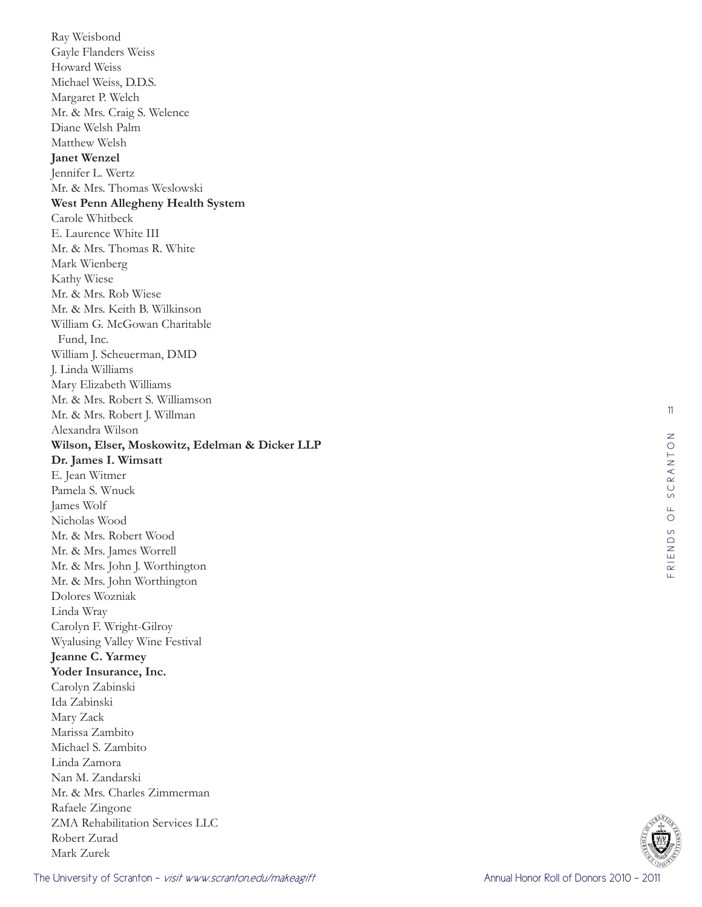Ray Weisbond
Gayle Flanders Weiss
Howard Weiss
Michael Weiss, D.D.S.
Margaret P. Welch
Mr. & Mrs. Craig S. Welence
Diane Welsh Palm
Matthew Welsh
**Janet Wenzel**
Jennifer L. Wertz
Mr. & Mrs. Thomas Weslowski
**West Penn Allegheny Health System**
Carole Whitbeck
E. Laurence White III
Mr. & Mrs. Thomas R. White
Mark Wienberg
Kathy Wiese
Mr. & Mrs. Rob Wiese
Mr. & Mrs. Keith B. Wilkinson
William G. McGowan Charitable Fund, Inc.
William J. Scheuerman, DMD
J. Linda Williams
Mary Elizabeth Williams
Mr. & Mrs. Robert S. Williamson
Mr. & Mrs. Robert J. Willman
Alexandra Wilson
**Wilson, Elser, Moskowitz, Edelman & Dicker LLP**
**Dr. James I. Wimsatt**
E. Jean Witmer
Pamela S. Wnuck
James Wolf
Nicholas Wood
Mr. & Mrs. Robert Wood
Mr. & Mrs. James Worrell
Mr. & Mrs. John J. Worthington
Mr. & Mrs. John Worthington
Dolores Wozniak
Linda Wray
Carolyn F. Wright-Gilroy
Wyalusing Valley Wine Festival
**Jeanne C. Yarmey**
**Yoder Insurance, Inc.**
Carolyn Zabinski
Ida Zabinski
Mary Zack
Marissa Zambito
Michael S. Zambito
Linda Zamora
Nan M. Zandarski
Mr. & Mrs. Charles Zimmerman
Rafaele Zingone
ZMA Rehabilitation Services LLC
Robert Zurad
Mark Zurek